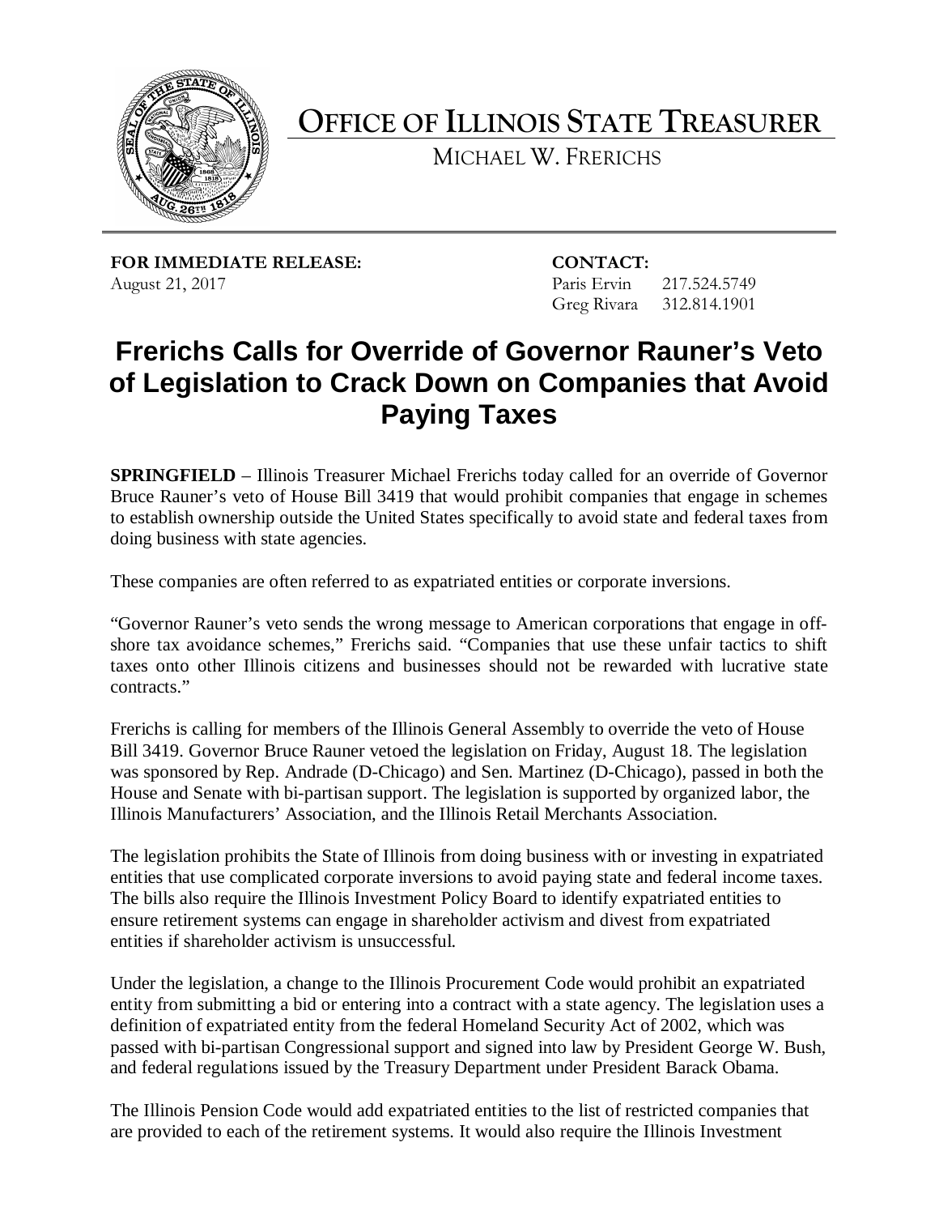# OFFICE OF ILLINOIS STATE TREASURER

MICHAEL W. FRERICHS

**FOR IMMEDIATE RELEASE:**
August 21, 2017

**CONTACT:**
Paris Ervin 217.524.5749
Greg Rivara 312.814.1901

## Frerichs Calls for Override of Governor Rauner's Veto of Legislation to Crack Down on Companies that Avoid Paying Taxes

**SPRINGFIELD** – Illinois Treasurer Michael Frerichs today called for an override of Governor Bruce Rauner's veto of House Bill 3419 that would prohibit companies that engage in schemes to establish ownership outside the United States specifically to avoid state and federal taxes from doing business with state agencies.

These companies are often referred to as expatriated entities or corporate inversions.

"Governor Rauner's veto sends the wrong message to American corporations that engage in off-shore tax avoidance schemes," Frerichs said. "Companies that use these unfair tactics to shift taxes onto other Illinois citizens and businesses should not be rewarded with lucrative state contracts."

Frerichs is calling for members of the Illinois General Assembly to override the veto of House Bill 3419. Governor Bruce Rauner vetoed the legislation on Friday, August 18. The legislation was sponsored by Rep. Andrade (D-Chicago) and Sen. Martinez (D-Chicago), passed in both the House and Senate with bi-partisan support. The legislation is supported by organized labor, the Illinois Manufacturers' Association, and the Illinois Retail Merchants Association.

The legislation prohibits the State of Illinois from doing business with or investing in expatriated entities that use complicated corporate inversions to avoid paying state and federal income taxes. The bills also require the Illinois Investment Policy Board to identify expatriated entities to ensure retirement systems can engage in shareholder activism and divest from expatriated entities if shareholder activism is unsuccessful.

Under the legislation, a change to the Illinois Procurement Code would prohibit an expatriated entity from submitting a bid or entering into a contract with a state agency. The legislation uses a definition of expatriated entity from the federal Homeland Security Act of 2002, which was passed with bi-partisan Congressional support and signed into law by President George W. Bush, and federal regulations issued by the Treasury Department under President Barack Obama.

The Illinois Pension Code would add expatriated entities to the list of restricted companies that are provided to each of the retirement systems. It would also require the Illinois Investment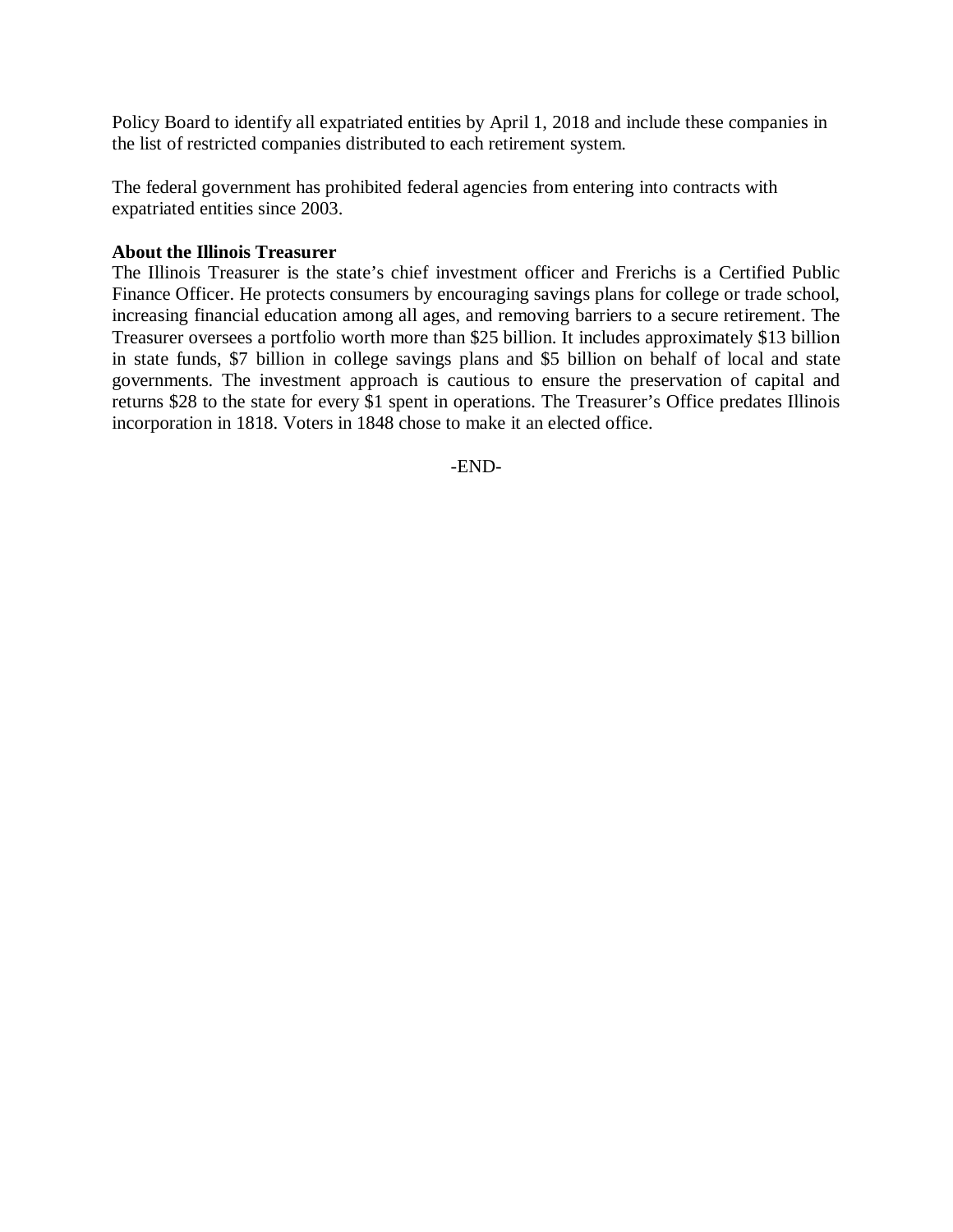Policy Board to identify all expatriated entities by April 1, 2018 and include these companies in the list of restricted companies distributed to each retirement system.

The federal government has prohibited federal agencies from entering into contracts with expatriated entities since 2003.

**About the Illinois Treasurer**
The Illinois Treasurer is the state's chief investment officer and Frerichs is a Certified Public Finance Officer. He protects consumers by encouraging savings plans for college or trade school, increasing financial education among all ages, and removing barriers to a secure retirement. The Treasurer oversees a portfolio worth more than $25 billion. It includes approximately $13 billion in state funds, $7 billion in college savings plans and $5 billion on behalf of local and state governments. The investment approach is cautious to ensure the preservation of capital and returns $28 to the state for every $1 spent in operations. The Treasurer's Office predates Illinois incorporation in 1818. Voters in 1848 chose to make it an elected office.

-END-